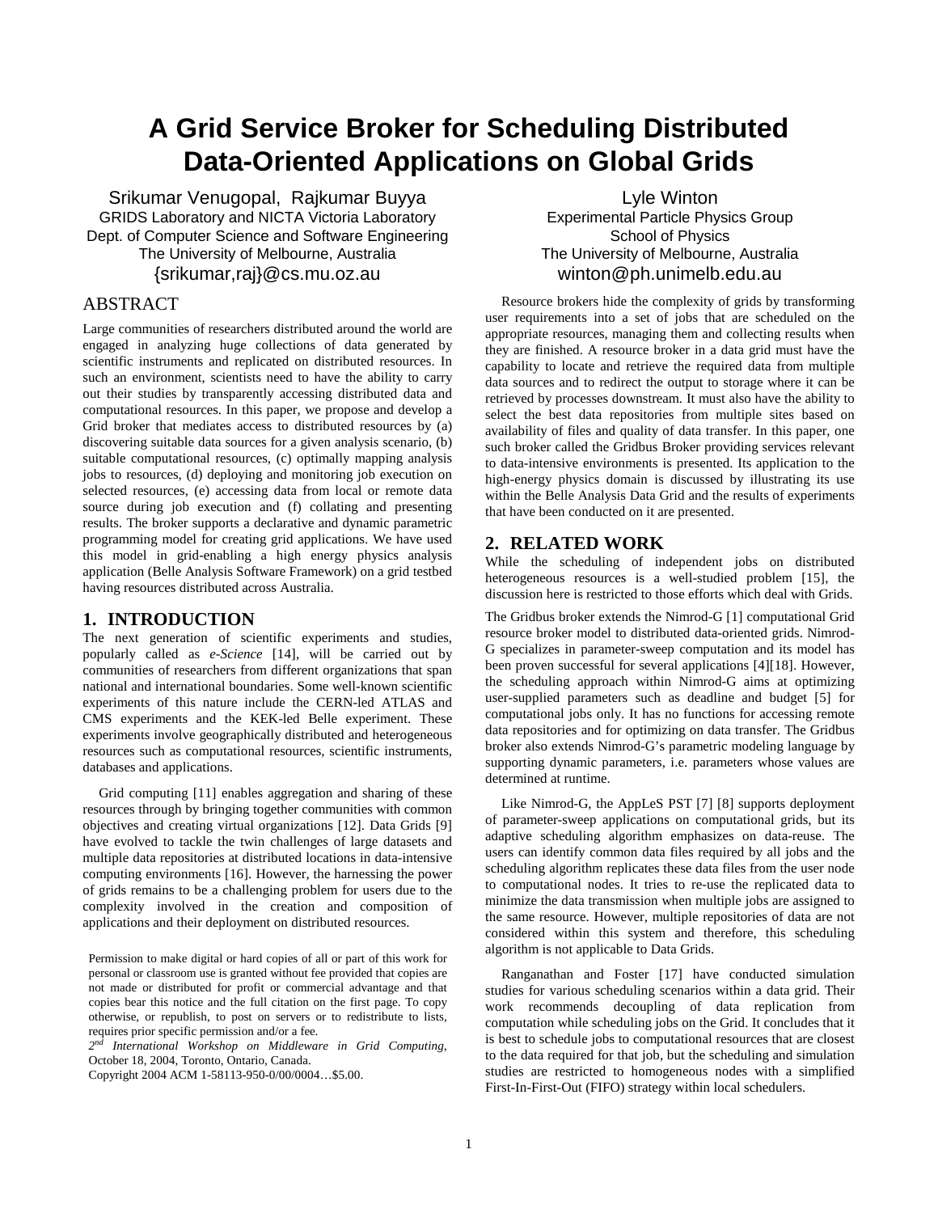# A Grid Service Broker for Scheduling Distributed Data-Oriented Applications on Global Grids

Srikumar Venugopal, Rajkumar Buyya
GRIDS Laboratory and NICTA Victoria Laboratory
Dept. of Computer Science and Software Engineering
The University of Melbourne, Australia
{srikumar,raj}@cs.mu.oz.au

Lyle Winton
Experimental Particle Physics Group
School of Physics
The University of Melbourne, Australia
winton@ph.unimelb.edu.au

## ABSTRACT

Large communities of researchers distributed around the world are engaged in analyzing huge collections of data generated by scientific instruments and replicated on distributed resources. In such an environment, scientists need to have the ability to carry out their studies by transparently accessing distributed data and computational resources. In this paper, we propose and develop a Grid broker that mediates access to distributed resources by (a) discovering suitable data sources for a given analysis scenario, (b) suitable computational resources, (c) optimally mapping analysis jobs to resources, (d) deploying and monitoring job execution on selected resources, (e) accessing data from local or remote data source during job execution and (f) collating and presenting results. The broker supports a declarative and dynamic parametric programming model for creating grid applications. We have used this model in grid-enabling a high energy physics analysis application (Belle Analysis Software Framework) on a grid testbed having resources distributed across Australia.

## 1. INTRODUCTION

The next generation of scientific experiments and studies, popularly called as *e-Science* [14], will be carried out by communities of researchers from different organizations that span national and international boundaries. Some well-known scientific experiments of this nature include the CERN-led ATLAS and CMS experiments and the KEK-led Belle experiment. These experiments involve geographically distributed and heterogeneous resources such as computational resources, scientific instruments, databases and applications.

Grid computing [11] enables aggregation and sharing of these resources through by bringing together communities with common objectives and creating virtual organizations [12]. Data Grids [9] have evolved to tackle the twin challenges of large datasets and multiple data repositories at distributed locations in data-intensive computing environments [16]. However, the harnessing the power of grids remains to be a challenging problem for users due to the complexity involved in the creation and composition of applications and their deployment on distributed resources.

Permission to make digital or hard copies of all or part of this work for personal or classroom use is granted without fee provided that copies are not made or distributed for profit or commercial advantage and that copies bear this notice and the full citation on the first page. To copy otherwise, or republish, to post on servers or to redistribute to lists, requires prior specific permission and/or a fee.
*2nd International Workshop on Middleware in Grid Computing*, October 18, 2004, Toronto, Ontario, Canada.
Copyright 2004 ACM 1-58113-950-0/00/0004…$5.00.

Resource brokers hide the complexity of grids by transforming user requirements into a set of jobs that are scheduled on the appropriate resources, managing them and collecting results when they are finished. A resource broker in a data grid must have the capability to locate and retrieve the required data from multiple data sources and to redirect the output to storage where it can be retrieved by processes downstream. It must also have the ability to select the best data repositories from multiple sites based on availability of files and quality of data transfer. In this paper, one such broker called the Gridbus Broker providing services relevant to data-intensive environments is presented. Its application to the high-energy physics domain is discussed by illustrating its use within the Belle Analysis Data Grid and the results of experiments that have been conducted on it are presented.

## 2. RELATED WORK

While the scheduling of independent jobs on distributed heterogeneous resources is a well-studied problem [15], the discussion here is restricted to those efforts which deal with Grids.

The Gridbus broker extends the Nimrod-G [1] computational Grid resource broker model to distributed data-oriented grids. Nimrod-G specializes in parameter-sweep computation and its model has been proven successful for several applications [4][18]. However, the scheduling approach within Nimrod-G aims at optimizing user-supplied parameters such as deadline and budget [5] for computational jobs only. It has no functions for accessing remote data repositories and for optimizing on data transfer. The Gridbus broker also extends Nimrod-G's parametric modeling language by supporting dynamic parameters, i.e. parameters whose values are determined at runtime.

Like Nimrod-G, the AppLeS PST [7] [8] supports deployment of parameter-sweep applications on computational grids, but its adaptive scheduling algorithm emphasizes on data-reuse. The users can identify common data files required by all jobs and the scheduling algorithm replicates these data files from the user node to computational nodes. It tries to re-use the replicated data to minimize the data transmission when multiple jobs are assigned to the same resource. However, multiple repositories of data are not considered within this system and therefore, this scheduling algorithm is not applicable to Data Grids.

Ranganathan and Foster [17] have conducted simulation studies for various scheduling scenarios within a data grid. Their work recommends decoupling of data replication from computation while scheduling jobs on the Grid. It concludes that it is best to schedule jobs to computational resources that are closest to the data required for that job, but the scheduling and simulation studies are restricted to homogeneous nodes with a simplified First-In-First-Out (FIFO) strategy within local schedulers.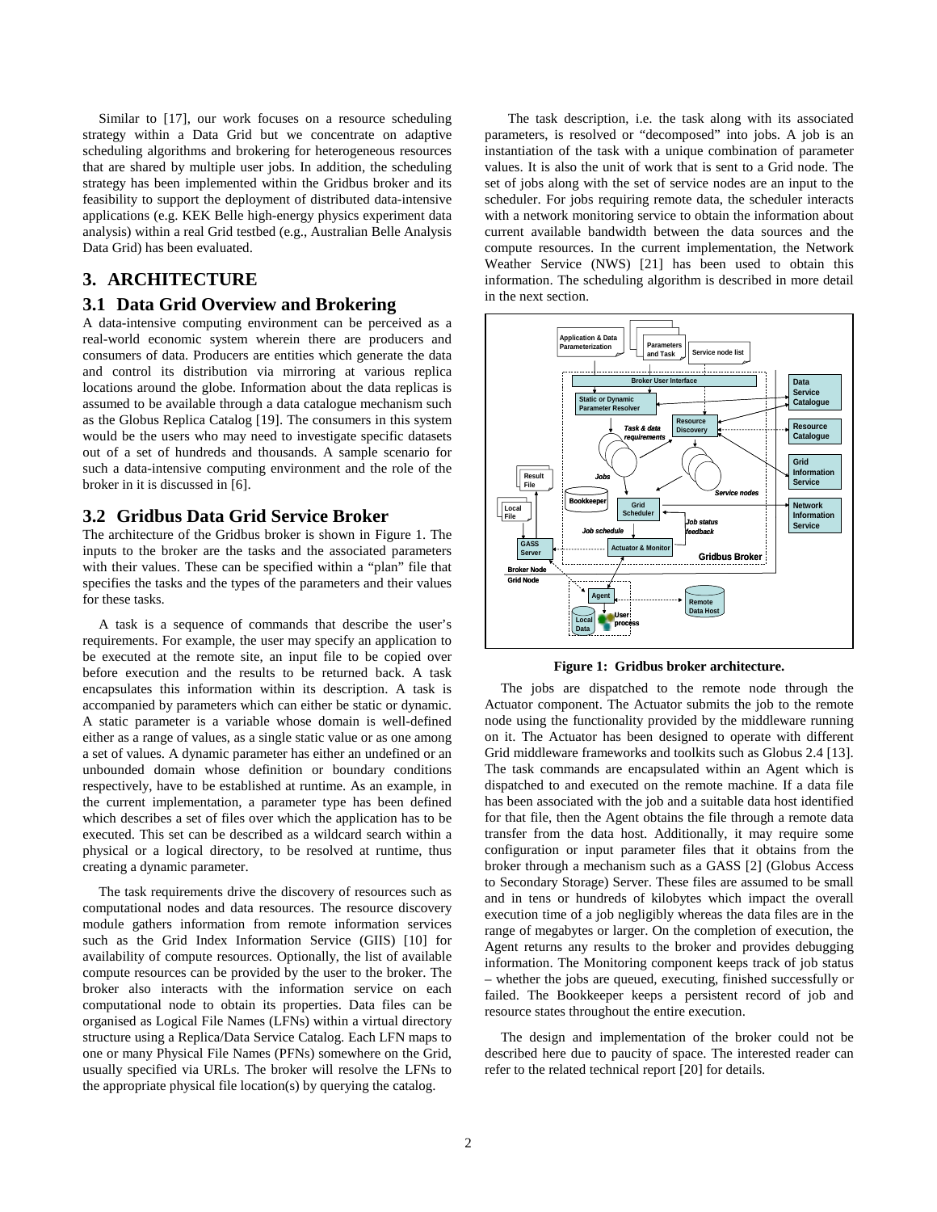Similar to [17], our work focuses on a resource scheduling strategy within a Data Grid but we concentrate on adaptive scheduling algorithms and brokering for heterogeneous resources that are shared by multiple user jobs. In addition, the scheduling strategy has been implemented within the Gridbus broker and its feasibility to support the deployment of distributed data-intensive applications (e.g. KEK Belle high-energy physics experiment data analysis) within a real Grid testbed (e.g., Australian Belle Analysis Data Grid) has been evaluated.

# 3. ARCHITECTURE

## 3.1 Data Grid Overview and Brokering

A data-intensive computing environment can be perceived as a real-world economic system wherein there are producers and consumers of data. Producers are entities which generate the data and control its distribution via mirroring at various replica locations around the globe. Information about the data replicas is assumed to be available through a data catalogue mechanism such as the Globus Replica Catalog [19]. The consumers in this system would be the users who may need to investigate specific datasets out of a set of hundreds and thousands. A sample scenario for such a data-intensive computing environment and the role of the broker in it is discussed in [6].

## 3.2 Gridbus Data Grid Service Broker

The architecture of the Gridbus broker is shown in Figure 1. The inputs to the broker are the tasks and the associated parameters with their values. These can be specified within a "plan" file that specifies the tasks and the types of the parameters and their values for these tasks.

A task is a sequence of commands that describe the user's requirements. For example, the user may specify an application to be executed at the remote site, an input file to be copied over before execution and the results to be returned back. A task encapsulates this information within its description. A task is accompanied by parameters which can either be static or dynamic. A static parameter is a variable whose domain is well-defined either as a range of values, as a single static value or as one among a set of values. A dynamic parameter has either an undefined or an unbounded domain whose definition or boundary conditions respectively, have to be established at runtime. As an example, in the current implementation, a parameter type has been defined which describes a set of files over which the application has to be executed. This set can be described as a wildcard search within a physical or a logical directory, to be resolved at runtime, thus creating a dynamic parameter.

The task requirements drive the discovery of resources such as computational nodes and data resources. The resource discovery module gathers information from remote information services such as the Grid Index Information Service (GIIS) [10] for availability of compute resources. Optionally, the list of available compute resources can be provided by the user to the broker. The broker also interacts with the information service on each computational node to obtain its properties. Data files can be organised as Logical File Names (LFNs) within a virtual directory structure using a Replica/Data Service Catalog. Each LFN maps to one or many Physical File Names (PFNs) somewhere on the Grid, usually specified via URLs. The broker will resolve the LFNs to the appropriate physical file location(s) by querying the catalog.

The task description, i.e. the task along with its associated parameters, is resolved or "decomposed" into jobs. A job is an instantiation of the task with a unique combination of parameter values. It is also the unit of work that is sent to a Grid node. The set of jobs along with the set of service nodes are an input to the scheduler. For jobs requiring remote data, the scheduler interacts with a network monitoring service to obtain the information about current available bandwidth between the data sources and the compute resources. In the current implementation, the Network Weather Service (NWS) [21] has been used to obtain this information. The scheduling algorithm is described in more detail in the next section.

**Figure 1: Gridbus broker architecture.**

The jobs are dispatched to the remote node through the Actuator component. The Actuator submits the job to the remote node using the functionality provided by the middleware running on it. The Actuator has been designed to operate with different Grid middleware frameworks and toolkits such as Globus 2.4 [13]. The task commands are encapsulated within an Agent which is dispatched to and executed on the remote machine. If a data file has been associated with the job and a suitable data host identified for that file, then the Agent obtains the file through a remote data transfer from the data host. Additionally, it may require some configuration or input parameter files that it obtains from the broker through a mechanism such as a GASS [2] (Globus Access to Secondary Storage) Server. These files are assumed to be small and in tens or hundreds of kilobytes which impact the overall execution time of a job negligibly whereas the data files are in the range of megabytes or larger. On the completion of execution, the Agent returns any results to the broker and provides debugging information. The Monitoring component keeps track of job status – whether the jobs are queued, executing, finished successfully or failed. The Bookkeeper keeps a persistent record of job and resource states throughout the entire execution.

The design and implementation of the broker could not be described here due to paucity of space. The interested reader can refer to the related technical report [20] for details.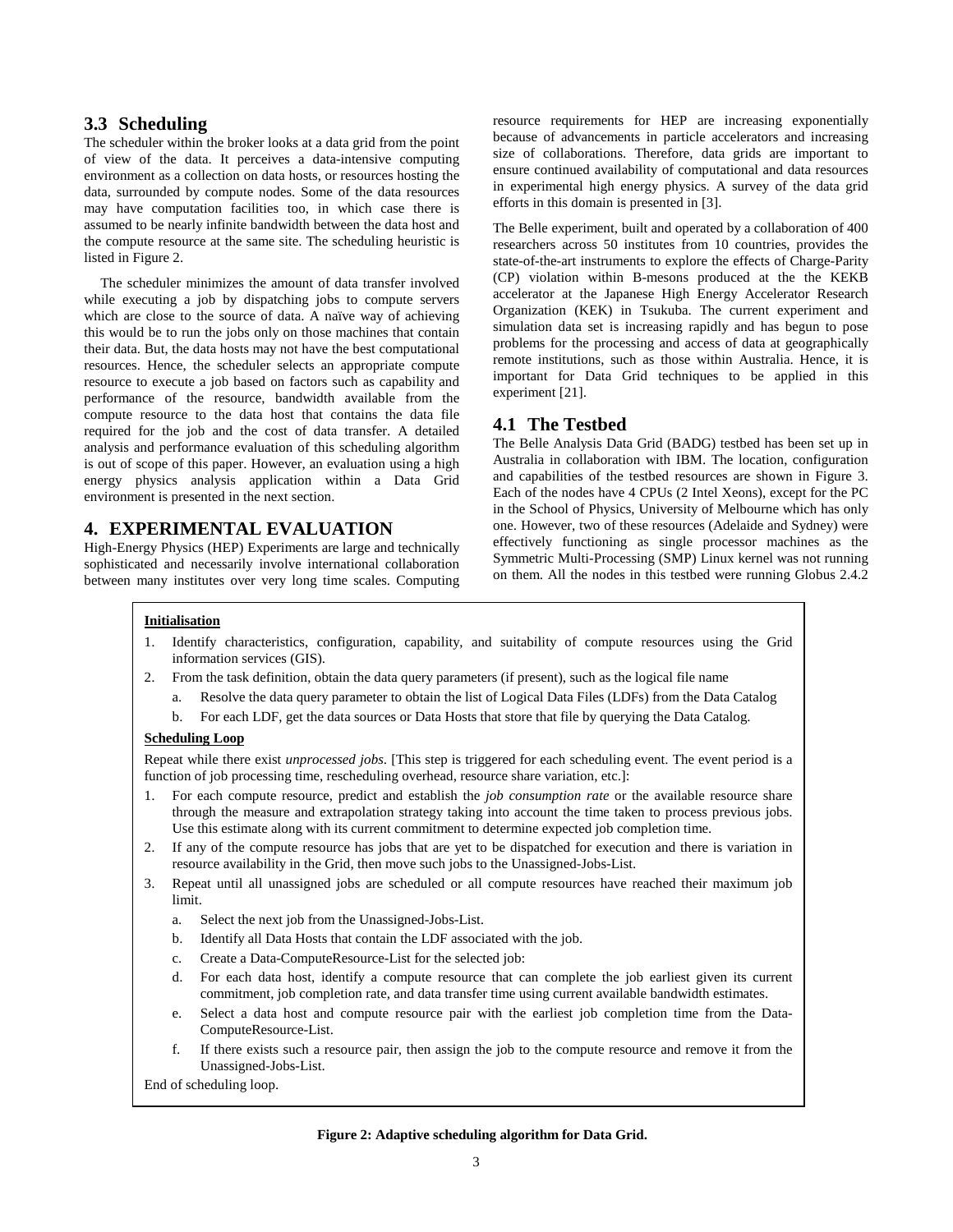### 3.3 Scheduling

The scheduler within the broker looks at a data grid from the point of view of the data. It perceives a data-intensive computing environment as a collection on data hosts, or resources hosting the data, surrounded by compute nodes. Some of the data resources may have computation facilities too, in which case there is assumed to be nearly infinite bandwidth between the data host and the compute resource at the same site. The scheduling heuristic is listed in Figure 2.

The scheduler minimizes the amount of data transfer involved while executing a job by dispatching jobs to compute servers which are close to the source of data. A naïve way of achieving this would be to run the jobs only on those machines that contain their data. But, the data hosts may not have the best computational resources. Hence, the scheduler selects an appropriate compute resource to execute a job based on factors such as capability and performance of the resource, bandwidth available from the compute resource to the data host that contains the data file required for the job and the cost of data transfer. A detailed analysis and performance evaluation of this scheduling algorithm is out of scope of this paper. However, an evaluation using a high energy physics analysis application within a Data Grid environment is presented in the next section.

## 4. EXPERIMENTAL EVALUATION

High-Energy Physics (HEP) Experiments are large and technically sophisticated and necessarily involve international collaboration between many institutes over very long time scales. Computing resource requirements for HEP are increasing exponentially because of advancements in particle accelerators and increasing size of collaborations. Therefore, data grids are important to ensure continued availability of computational and data resources in experimental high energy physics. A survey of the data grid efforts in this domain is presented in [3].

The Belle experiment, built and operated by a collaboration of 400 researchers across 50 institutes from 10 countries, provides the state-of-the-art instruments to explore the effects of Charge-Parity (CP) violation within B-mesons produced at the the KEKB accelerator at the Japanese High Energy Accelerator Research Organization (KEK) in Tsukuba. The current experiment and simulation data set is increasing rapidly and has begun to pose problems for the processing and access of data at geographically remote institutions, such as those within Australia. Hence, it is important for Data Grid techniques to be applied in this experiment [21].

### 4.1 The Testbed

The Belle Analysis Data Grid (BADG) testbed has been set up in Australia in collaboration with IBM. The location, configuration and capabilities of the testbed resources are shown in Figure 3. Each of the nodes have 4 CPUs (2 Intel Xeons), except for the PC in the School of Physics, University of Melbourne which has only one. However, two of these resources (Adelaide and Sydney) were effectively functioning as single processor machines as the Symmetric Multi-Processing (SMP) Linux kernel was not running on them. All the nodes in this testbed were running Globus 2.4.2

**Initialisation**

1. Identify characteristics, configuration, capability, and suitability of compute resources using the Grid information services (GIS).
2. From the task definition, obtain the data query parameters (if present), such as the logical file name
   a. Resolve the data query parameter to obtain the list of Logical Data Files (LDFs) from the Data Catalog
   b. For each LDF, get the data sources or Data Hosts that store that file by querying the Data Catalog.

**Scheduling Loop**

Repeat while there exist *unprocessed jobs*. [This step is triggered for each scheduling event. The event period is a function of job processing time, rescheduling overhead, resource share variation, etc.]:

1. For each compute resource, predict and establish the *job consumption rate* or the available resource share through the measure and extrapolation strategy taking into account the time taken to process previous jobs. Use this estimate along with its current commitment to determine expected job completion time.
2. If any of the compute resource has jobs that are yet to be dispatched for execution and there is variation in resource availability in the Grid, then move such jobs to the Unassigned-Jobs-List.
3. Repeat until all unassigned jobs are scheduled or all compute resources have reached their maximum job limit.
   a. Select the next job from the Unassigned-Jobs-List.
   b. Identify all Data Hosts that contain the LDF associated with the job.
   c. Create a Data-ComputeResource-List for the selected job:
   d. For each data host, identify a compute resource that can complete the job earliest given its current commitment, job completion rate, and data transfer time using current available bandwidth estimates.
   e. Select a data host and compute resource pair with the earliest job completion time from the Data-ComputeResource-List.
   f. If there exists such a resource pair, then assign the job to the compute resource and remove it from the Unassigned-Jobs-List.

End of scheduling loop.

**Figure 2: Adaptive scheduling algorithm for Data Grid.**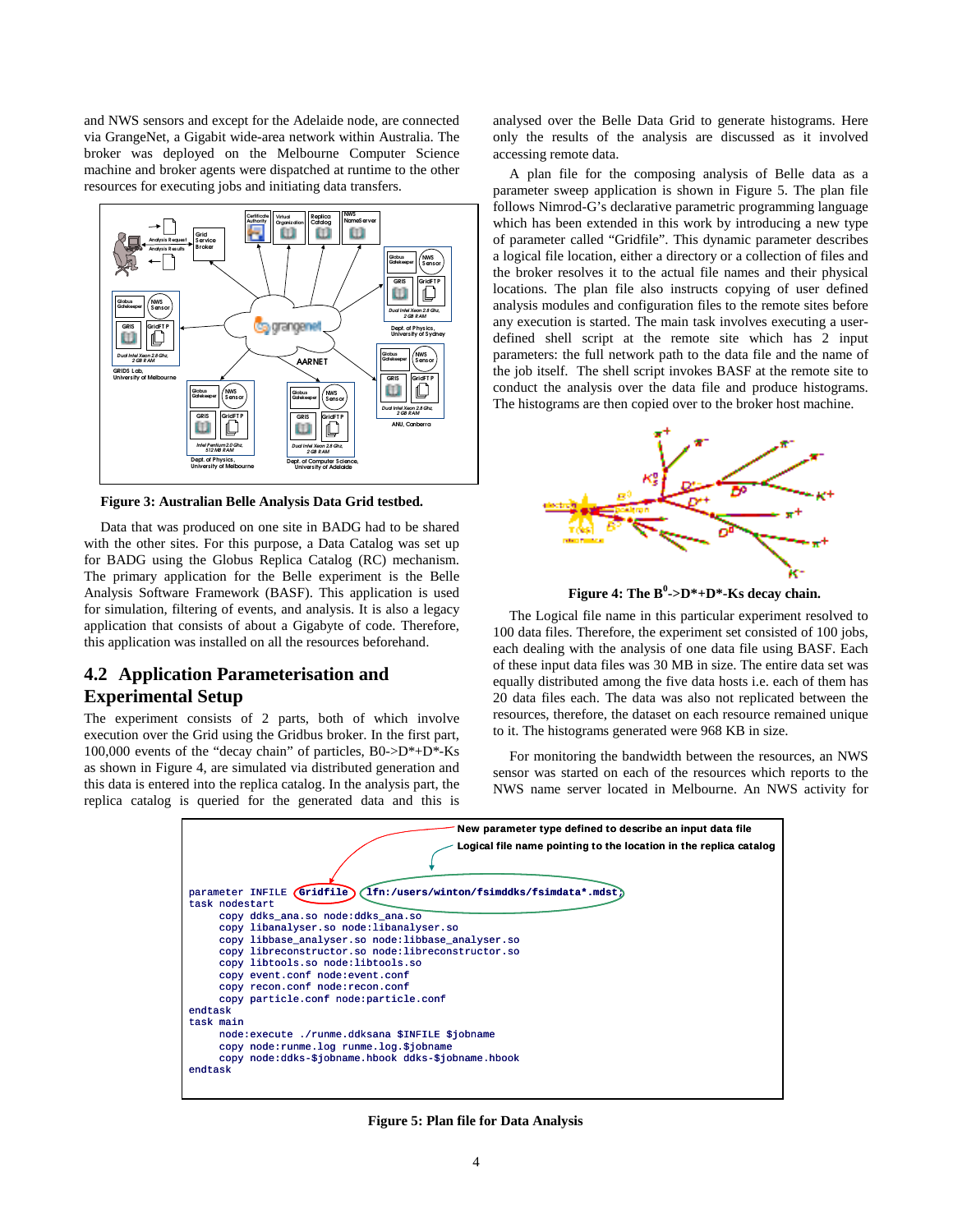and NWS sensors and except for the Adelaide node, are connected via GrangeNet, a Gigabit wide-area network within Australia. The broker was deployed on the Melbourne Computer Science machine and broker agents were dispatched at runtime to the other resources for executing jobs and initiating data transfers.

**Figure 3: Australian Belle Analysis Data Grid testbed.**

Data that was produced on one site in BADG had to be shared with the other sites. For this purpose, a Data Catalog was set up for BADG using the Globus Replica Catalog (RC) mechanism. The primary application for the Belle experiment is the Belle Analysis Software Framework (BASF). This application is used for simulation, filtering of events, and analysis. It is also a legacy application that consists of about a Gigabyte of code. Therefore, this application was installed on all the resources beforehand.

## 4.2 Application Parameterisation and Experimental Setup

The experiment consists of 2 parts, both of which involve execution over the Grid using the Gridbus broker. In the first part, 100,000 events of the "decay chain" of particles, B0->D*+D*-Ks as shown in Figure 4, are simulated via distributed generation and this data is entered into the replica catalog. In the analysis part, the replica catalog is queried for the generated data and this is analysed over the Belle Data Grid to generate histograms. Here only the results of the analysis are discussed as it involved accessing remote data.

A plan file for the composing analysis of Belle data as a parameter sweep application is shown in Figure 5. The plan file follows Nimrod-G's declarative parametric programming language which has been extended in this work by introducing a new type of parameter called "Gridfile". This dynamic parameter describes a logical file location, either a directory or a collection of files and the broker resolves it to the actual file names and their physical locations. The plan file also instructs copying of user defined analysis modules and configuration files to the remote sites before any execution is started. The main task involves executing a user-defined shell script at the remote site which has 2 input parameters: the full network path to the data file and the name of the job itself. The shell script invokes BASF at the remote site to conduct the analysis over the data file and produce histograms. The histograms are then copied over to the broker host machine.

**Figure 4: The $B^0$->D*+D*-Ks decay chain.**

The Logical file name in this particular experiment resolved to 100 data files. Therefore, the experiment set consisted of 100 jobs, each dealing with the analysis of one data file using BASF. Each of these input data files was 30 MB in size. The entire data set was equally distributed among the five data hosts i.e. each of them has 20 data files each. The data was also not replicated between the resources, therefore, the dataset on each resource remained unique to it. The histograms generated were 968 KB in size.

For monitoring the bandwidth between the resources, an NWS sensor was started on each of the resources which reports to the NWS name server located in Melbourne. An NWS activity for

New parameter type defined to describe an input data file

Logical file name pointing to the location in the replica catalog

```
parameter INFILE Gridfile lfn:/users/winton/fsimddks/fsimdata*.mdst;
task nodestart
     copy ddks_ana.so node:ddks_ana.so
     copy libanalyser.so node:libanalyser.so
     copy libbase_analyser.so node:libbase_analyser.so
     copy libreconstructor.so node:libreconstructor.so
     copy libtools.so node:libtools.so
     copy event.conf node:event.conf
     copy recon.conf node:recon.conf
     copy particle.conf node:particle.conf
endtask
task main
     node:execute ./runme.ddksana $INFILE $jobname
     copy node:runme.log runme.log.$jobname
     copy node:ddks-$jobname.hbook ddks-$jobname.hbook
endtask
```

**Figure 5: Plan file for Data Analysis**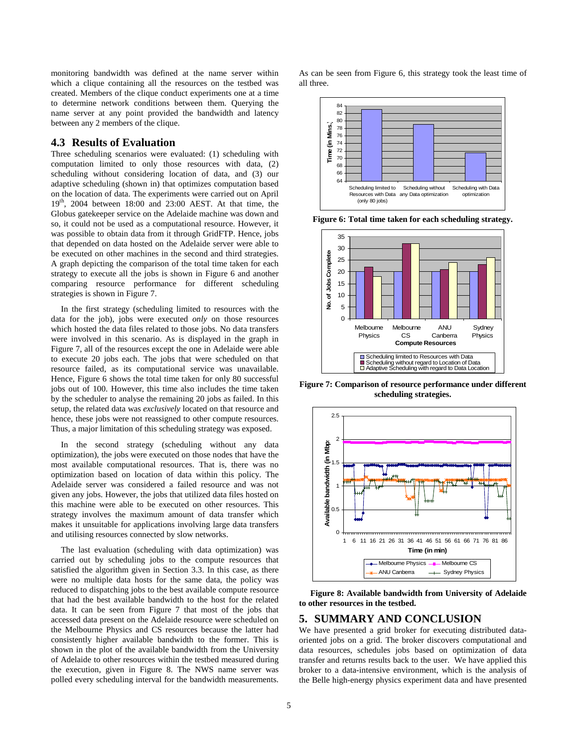monitoring bandwidth was defined at the name server within which a clique containing all the resources on the testbed was created. Members of the clique conduct experiments one at a time to determine network conditions between them. Querying the name server at any point provided the bandwidth and latency between any 2 members of the clique.

### 4.3 Results of Evaluation

Three scheduling scenarios were evaluated: (1) scheduling with computation limited to only those resources with data, (2) scheduling without considering location of data, and (3) our adaptive scheduling (shown in) that optimizes computation based on the location of data. The experiments were carried out on April 19th, 2004 between 18:00 and 23:00 AEST. At that time, the Globus gatekeeper service on the Adelaide machine was down and so, it could not be used as a computational resource. However, it was possible to obtain data from it through GridFTP. Hence, jobs that depended on data hosted on the Adelaide server were able to be executed on other machines in the second and third strategies. A graph depicting the comparison of the total time taken for each strategy to execute all the jobs is shown in Figure 6 and another comparing resource performance for different scheduling strategies is shown in Figure 7.

In the first strategy (scheduling limited to resources with the data for the job), jobs were executed *only* on those resources which hosted the data files related to those jobs. No data transfers were involved in this scenario. As is displayed in the graph in Figure 7, all of the resources except the one in Adelaide were able to execute 20 jobs each. The jobs that were scheduled on that resource failed, as its computational service was unavailable. Hence, Figure 6 shows the total time taken for only 80 successful jobs out of 100. However, this time also includes the time taken by the scheduler to analyse the remaining 20 jobs as failed. In this setup, the related data was *exclusively* located on that resource and hence, these jobs were not reassigned to other compute resources. Thus, a major limitation of this scheduling strategy was exposed.

In the second strategy (scheduling without any data optimization), the jobs were executed on those nodes that have the most available computational resources. That is, there was no optimization based on location of data within this policy. The Adelaide server was considered a failed resource and was not given any jobs. However, the jobs that utilized data files hosted on this machine were able to be executed on other resources. This strategy involves the maximum amount of data transfer which makes it unsuitable for applications involving large data transfers and utilising resources connected by slow networks.

The last evaluation (scheduling with data optimization) was carried out by scheduling jobs to the compute resources that satisfied the algorithm given in Section 3.3. In this case, as there were no multiple data hosts for the same data, the policy was reduced to dispatching jobs to the best available compute resource that had the best available bandwidth to the host for the related data. It can be seen from Figure 7 that most of the jobs that accessed data present on the Adelaide resource were scheduled on the Melbourne Physics and CS resources because the latter had consistently higher available bandwidth to the former. This is shown in the plot of the available bandwidth from the University of Adelaide to other resources within the testbed measured during the execution, given in Figure 8. The NWS name server was polled every scheduling interval for the bandwidth measurements. As can be seen from Figure 6, this strategy took the least time of all three.

**Figure 6: Total time taken for each scheduling strategy.**

**Figure 7: Comparison of resource performance under different scheduling strategies.**

**Figure 8: Available bandwidth from University of Adelaide to other resources in the testbed.**

## 5. SUMMARY AND CONCLUSION

We have presented a grid broker for executing distributed data-oriented jobs on a grid. The broker discovers computational and data resources, schedules jobs based on optimization of data transfer and returns results back to the user. We have applied this broker to a data-intensive environment, which is the analysis of the Belle high-energy physics experiment data and have presented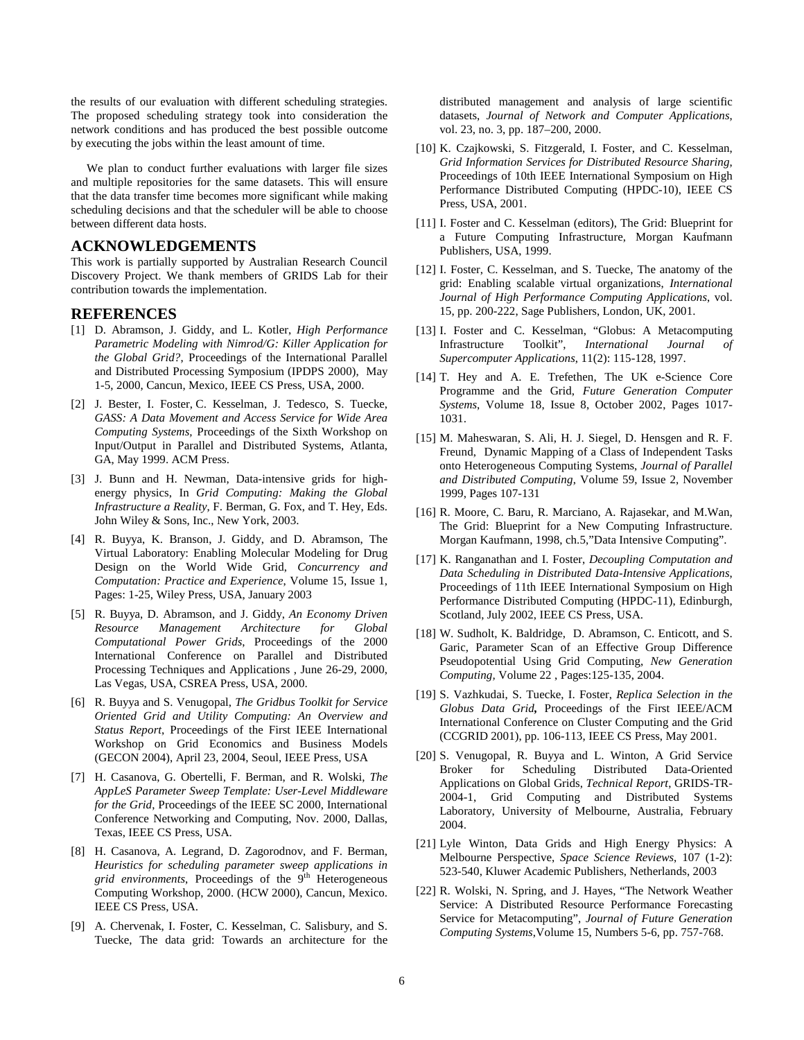the results of our evaluation with different scheduling strategies. The proposed scheduling strategy took into consideration the network conditions and has produced the best possible outcome by executing the jobs within the least amount of time.

We plan to conduct further evaluations with larger file sizes and multiple repositories for the same datasets. This will ensure that the data transfer time becomes more significant while making scheduling decisions and that the scheduler will be able to choose between different data hosts.

## ACKNOWLEDGEMENTS

This work is partially supported by Australian Research Council Discovery Project. We thank members of GRIDS Lab for their contribution towards the implementation.

## REFERENCES

[1] D. Abramson, J. Giddy, and L. Kotler, *High Performance Parametric Modeling with Nimrod/G: Killer Application for the Global Grid?*, Proceedings of the International Parallel and Distributed Processing Symposium (IPDPS 2000), May 1-5, 2000, Cancun, Mexico, IEEE CS Press, USA, 2000.

[2] J. Bester, I. Foster, C. Kesselman, J. Tedesco, S. Tuecke, *GASS: A Data Movement and Access Service for Wide Area Computing Systems*, Proceedings of the Sixth Workshop on Input/Output in Parallel and Distributed Systems, Atlanta, GA, May 1999. ACM Press.

[3] J. Bunn and H. Newman, Data-intensive grids for high-energy physics, In *Grid Computing: Making the Global Infrastructure a Reality*, F. Berman, G. Fox, and T. Hey, Eds. John Wiley & Sons, Inc., New York, 2003.

[4] R. Buyya, K. Branson, J. Giddy, and D. Abramson, The Virtual Laboratory: Enabling Molecular Modeling for Drug Design on the World Wide Grid, *Concurrency and Computation: Practice and Experience*, Volume 15, Issue 1, Pages: 1-25, Wiley Press, USA, January 2003

[5] R. Buyya, D. Abramson, and J. Giddy, *An Economy Driven Resource Management Architecture for Global Computational Power Grids*, Proceedings of the 2000 International Conference on Parallel and Distributed Processing Techniques and Applications , June 26-29, 2000, Las Vegas, USA, CSREA Press, USA, 2000.

[6] R. Buyya and S. Venugopal, *The Gridbus Toolkit for Service Oriented Grid and Utility Computing: An Overview and Status Report*, Proceedings of the First IEEE International Workshop on Grid Economics and Business Models (GECON 2004), April 23, 2004, Seoul, IEEE Press, USA

[7] H. Casanova, G. Obertelli, F. Berman, and R. Wolski, *The AppLeS Parameter Sweep Template: User-Level Middleware for the Grid*, Proceedings of the IEEE SC 2000, International Conference Networking and Computing, Nov. 2000, Dallas, Texas, IEEE CS Press, USA.

[8] H. Casanova, A. Legrand, D. Zagorodnov, and F. Berman, *Heuristics for scheduling parameter sweep applications in grid environments*, Proceedings of the 9th Heterogeneous Computing Workshop, 2000. (HCW 2000), Cancun, Mexico. IEEE CS Press, USA.

[9] A. Chervenak, I. Foster, C. Kesselman, C. Salisbury, and S. Tuecke, The data grid: Towards an architecture for the distributed management and analysis of large scientific datasets, *Journal of Network and Computer Applications*, vol. 23, no. 3, pp. 187–200, 2000.

[10] K. Czajkowski, S. Fitzgerald, I. Foster, and C. Kesselman, *Grid Information Services for Distributed Resource Sharing*, Proceedings of 10th IEEE International Symposium on High Performance Distributed Computing (HPDC-10), IEEE CS Press, USA, 2001.

[11] I. Foster and C. Kesselman (editors), The Grid: Blueprint for a Future Computing Infrastructure, Morgan Kaufmann Publishers, USA, 1999.

[12] I. Foster, C. Kesselman, and S. Tuecke, The anatomy of the grid: Enabling scalable virtual organizations, *International Journal of High Performance Computing Applications*, vol. 15, pp. 200-222, Sage Publishers, London, UK, 2001.

[13] I. Foster and C. Kesselman, "Globus: A Metacomputing Infrastructure Toolkit", *International Journal of Supercomputer Applications*, 11(2): 115-128, 1997.

[14] T. Hey and A. E. Trefethen, The UK e-Science Core Programme and the Grid, *Future Generation Computer Systems*, Volume 18, Issue 8, October 2002, Pages 1017-1031.

[15] M. Maheswaran, S. Ali, H. J. Siegel, D. Hensgen and R. F. Freund, Dynamic Mapping of a Class of Independent Tasks onto Heterogeneous Computing Systems, *Journal of Parallel and Distributed Computing*, Volume 59, Issue 2, November 1999, Pages 107-131

[16] R. Moore, C. Baru, R. Marciano, A. Rajasekar, and M.Wan, The Grid: Blueprint for a New Computing Infrastructure. Morgan Kaufmann, 1998, ch.5,"Data Intensive Computing".

[17] K. Ranganathan and I. Foster, *Decoupling Computation and Data Scheduling in Distributed Data-Intensive Applications*, Proceedings of 11th IEEE International Symposium on High Performance Distributed Computing (HPDC-11), Edinburgh, Scotland, July 2002, IEEE CS Press, USA.

[18] W. Sudholt, K. Baldridge, D. Abramson, C. Enticott, and S. Garic, Parameter Scan of an Effective Group Difference Pseudopotential Using Grid Computing, *New Generation Computing*, Volume 22 , Pages:125-135, 2004.

[19] S. Vazhkudai, S. Tuecke, I. Foster, *Replica Selection in the Globus Data Grid*, Proceedings of the First IEEE/ACM International Conference on Cluster Computing and the Grid (CCGRID 2001), pp. 106-113, IEEE CS Press, May 2001.

[20] S. Venugopal, R. Buyya and L. Winton, A Grid Service Broker for Scheduling Distributed Data-Oriented Applications on Global Grids, *Technical Report*, GRIDS-TR-2004-1, Grid Computing and Distributed Systems Laboratory, University of Melbourne, Australia, February 2004.

[21] Lyle Winton, Data Grids and High Energy Physics: A Melbourne Perspective, *Space Science Reviews*, 107 (1-2): 523-540, Kluwer Academic Publishers, Netherlands, 2003

[22] R. Wolski, N. Spring, and J. Hayes, "The Network Weather Service: A Distributed Resource Performance Forecasting Service for Metacomputing", *Journal of Future Generation Computing Systems*, Volume 15, Numbers 5-6, pp. 757-768.